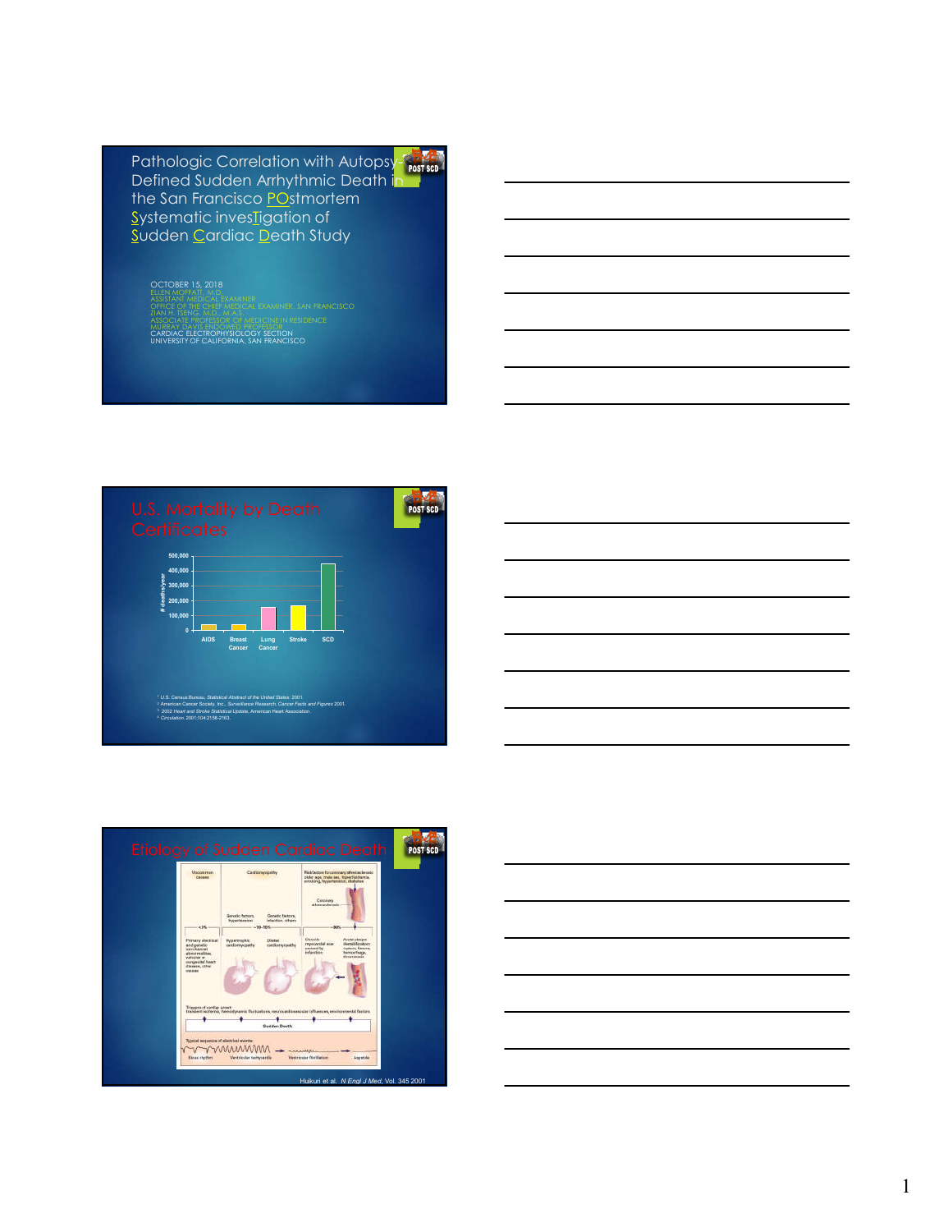## Pathologic Correlation with Autopsy-Defined Sudden Arrhythmic Death in the San Francisco POstmortem Systematic invesTigation of Sudden Cardiac Death Study

POST SCD

OCTOBER 15, 2018
ELLEN MOFFATT, M.D.
ASSISTANT MEDICAL EXAMINER
OFFICE OF THE CHIEF MEDICAL EXAMINER, SAN FRANCISCO
ZIAN H. TSENG, M.D., M.A.S.
ASSOCIATE PROFESSOR OF MEDICINE IN RESIDENCE
MURRAY DAVIS ENDOWED PROFESSOR
CARDIAC ELECTROPHYSIOLOGY SECTION
UNIVERSITY OF CALIFORNIA, SAN FRANCISCO

## U.S. Mortality by Death Certificates

POST SCD

| Cause | # deaths/year |
| --- | --- |
| AIDS | ~40,000 |
| Breast Cancer | ~40,000 |
| Lung Cancer | ~160,000 |
| Stroke | ~170,000 |
| SCD | ~450,000 |

[1] U.S. Census Bureau, *Statistical Abstract of the United States*: 2001.
[2] American Cancer Society, Inc., *Surveillance Research, Cancer Facts and Figures* 2001.
[3] *2002 Heart and Stroke Statistical Update*, American Heart Association.
[4] *Circulation*. 2001;104:2158-2163.

## Etiology of Sudden Cardiac Death

POST SCD

Uncommon causes | Cardiomyopathy | Risk factors for coronary atherosclerosis: older age, male sex, hyperlipidemia, smoking, hypertension, diabetes

Coronary atherosclerosis

Genetic factors, hypertension | Genetic factors, infection, others

<1% | ~10–15% | ~80%

Primary electrical and genetic (ion-channel) abnormalities, valvular or congenital heart disease, other causes | Hypertrophic cardiomyopathy | Dilated cardiomyopathy | Chronic myocardial scar caused by infarction | Acute plaque destabilization: rupture, fissure, hemorrhage, thrombosis

Triggers of cardiac arrest: transient ischemia, hemodynamic fluctuations, neurocardiovascular influences, environmental factors

Sudden Death

Typical sequence of electrical events: Sinus rhythm → Ventricular tachycardia → Ventricular fibrillation → Asystole

Huikuri et al. *N Engl J Med*, Vol. 345 2001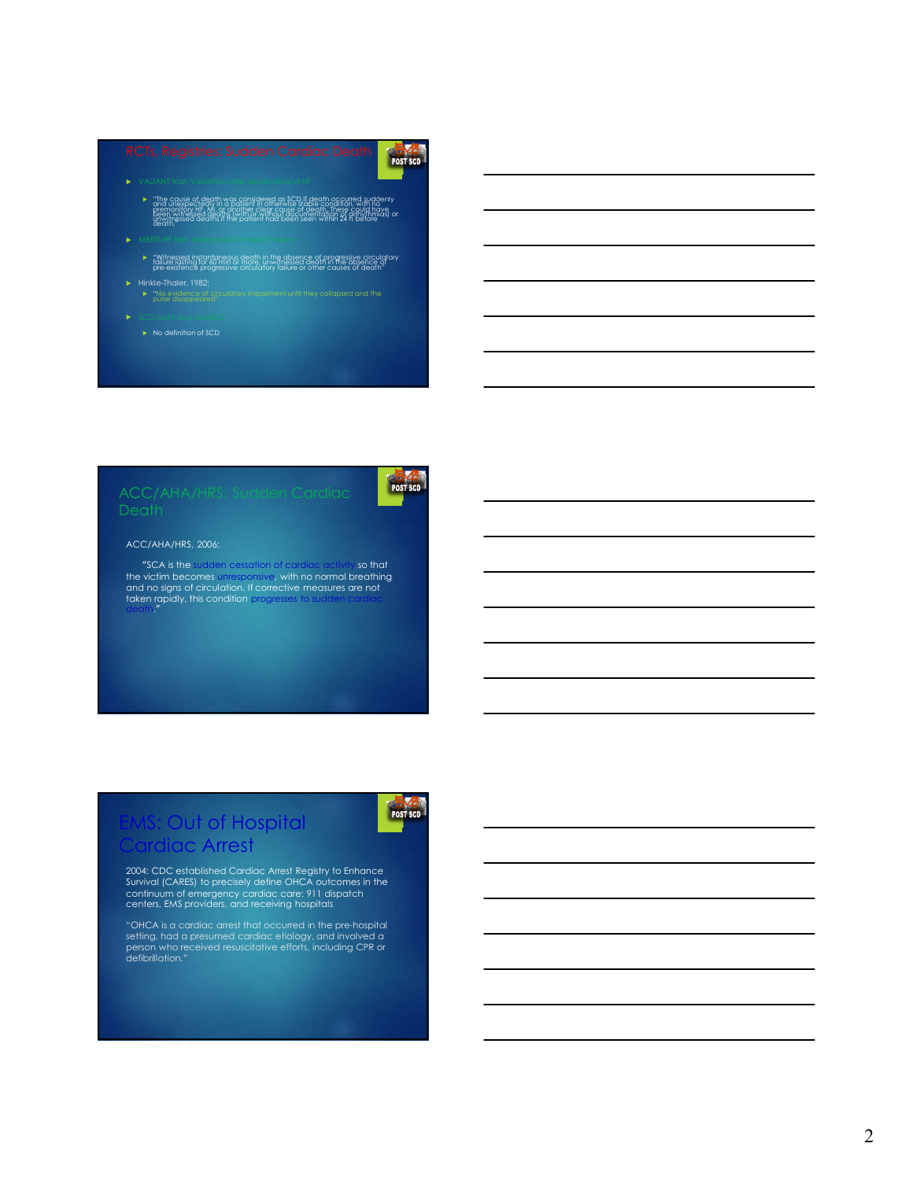## RCTs, Registries: Sudden Cardiac Death

- VALIANT trial: Valsartan after acute MI and HF
  - "The cause of death was considered as SCD if death occurred suddenly and unexpectedly in a patient in otherwise stable condition, with no premonitory HF, MI, or another clear cause of death. These could have been witnessed deaths (with or without documentation of arrhythmias) or unwitnessed deaths if the patient had been seen within 24 h before death."
- MERIT-HF trial: Metoprolol in HF patients
  - "Witnessed instantaneous death in the absence of progressive circulatory failure lasting for 60 min or more, unwitnessed death in the absence of pre-existence progressive circulatory failure or other causes of death"
- Hinkle-Thaler, 1982:
  - "No evidence of circulatory impairment until they collapsed and the pulse disappeared"
- SCD-HeFT and MADIT II
  - No definition of SCD

## ACC/AHA/HRS: Sudden Cardiac Death

ACC/AHA/HRS, 2006:

"SCA is the sudden cessation of cardiac activity so that the victim becomes unresponsive, with no normal breathing and no signs of circulation. If corrective measures are not taken rapidly, this condition progresses to sudden cardiac death."

## EMS: Out of Hospital Cardiac Arrest

2004: CDC established Cardiac Arrest Registry to Enhance Survival (CARES) to precisely define OHCA outcomes in the continuum of emergency cardiac care: 911 dispatch centers, EMS providers, and receiving hospitals

"OHCA is a cardiac arrest that occurred in the pre-hospital setting, had a presumed cardiac etiology, and involved a person who received resuscitative efforts, including CPR or defibrillation."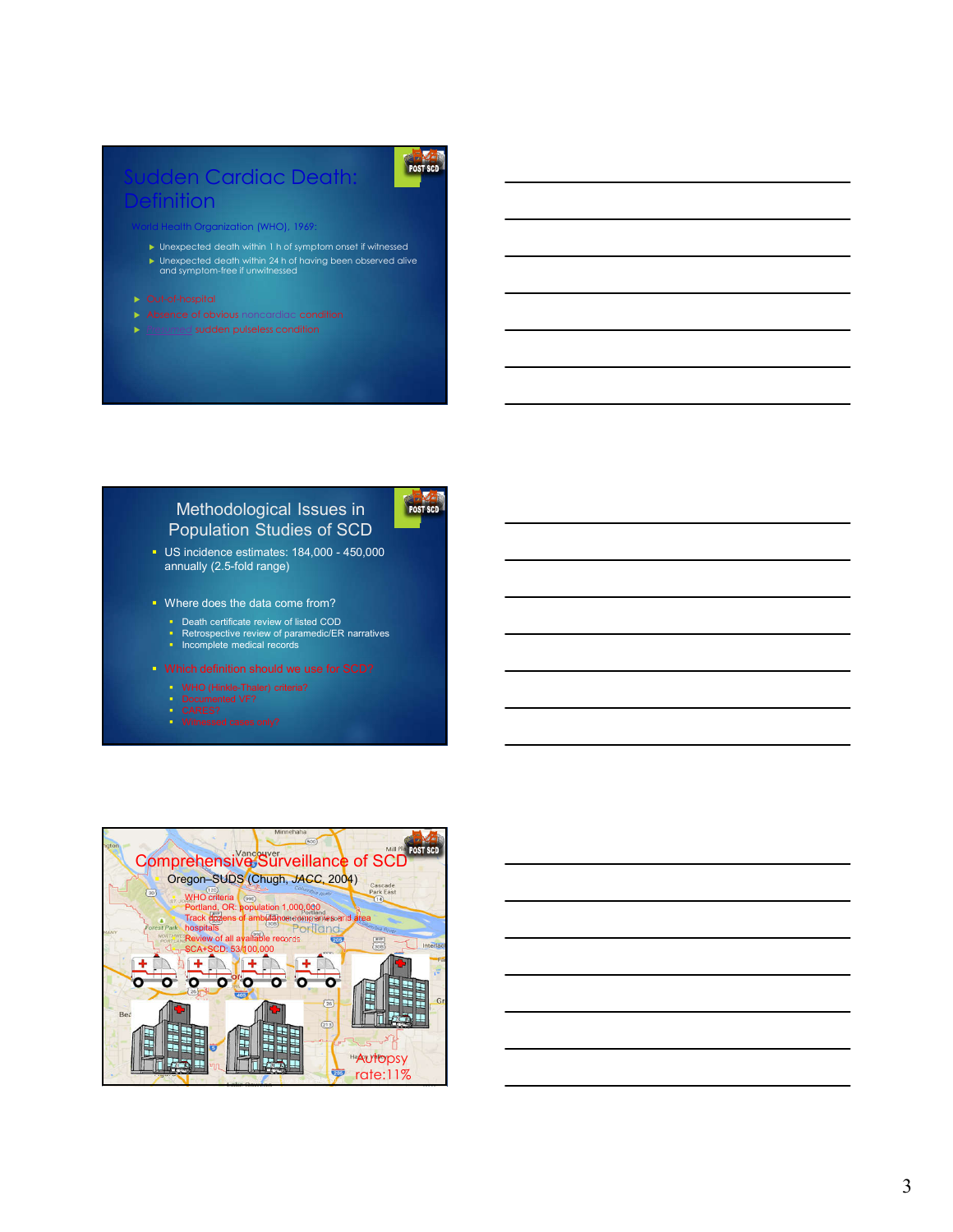## Sudden Cardiac Death: Definition

World Health Organization (WHO), 1969:

- Unexpected death within 1 h of symptom onset if witnessed
- Unexpected death within 24 h of having been observed alive and symptom-free if unwitnessed

- Out-of-hospital
- Absence of obvious noncardiac condition
- Presumed sudden pulseless condition

## Methodological Issues in Population Studies of SCD

- US incidence estimates: 184,000 - 450,000 annually (2.5-fold range)
- Where does the data come from?
  - Death certificate review of listed COD
  - Retrospective review of paramedic/ER narratives
  - Incomplete medical records
- Which definition should we use for SCD?
  - WHO (Hinkle-Thaler) criteria?
  - Documented VF?
  - CARES?
  - Witnessed arrests only?

## Comprehensive Surveillance of SCD

Oregon–SUDS (Chugh, *JACC*, 2004)

- WHO criteria
- Portland, OR: population 1,000,000
- Track dozens of ambulance companies and area hospitals
- Review of all available records
- SCA+SCD: 53/100,000

Autopsy rate:11%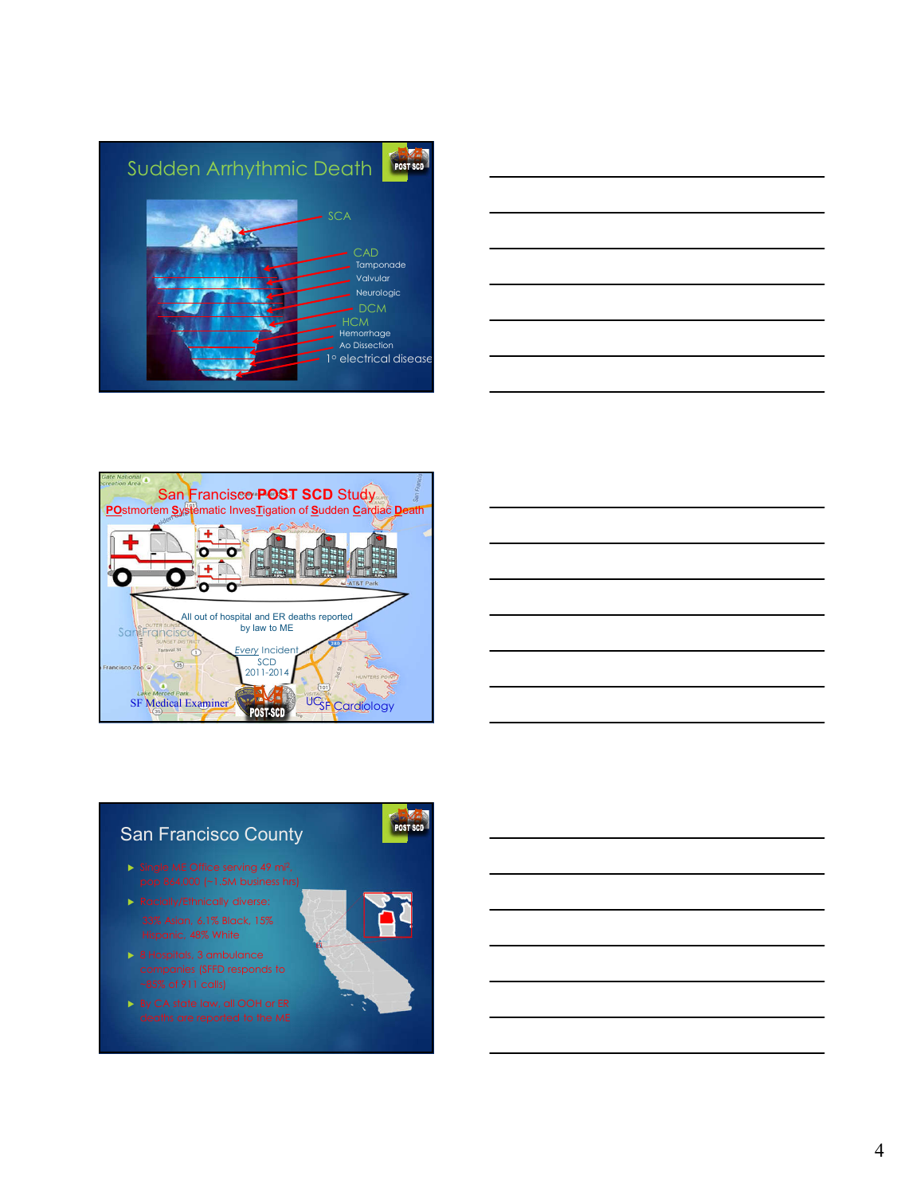## Sudden Arrhythmic Death

SCA

CAD
Tamponade
Valvular
Neurologic
DCM
HCM
Hemorrhage
Ao Dissection
1° electrical disease

## San Francisco POST SCD Study

POstmortem Systematic InvesTigation of Sudden Cardiac Death

All out of hospital and ER deaths reported by law to ME

*Every* Incident SCD 2011-2014

SF Medical Examiner

POST-SCD

UCSF Cardiology

## San Francisco County

- Single ME Office serving 49 mi² pop 864,000 (~1.5M business hrs)
- Racially/Ethnically diverse:
  33% Asian, 6.1% Black, 15% Hispanic, 48% White
- 8 Hospitals, 3 ambulance companies (SFFD responds to 98% of 911 calls)
- By CA state law, all OOH or ER deaths are reported to the ME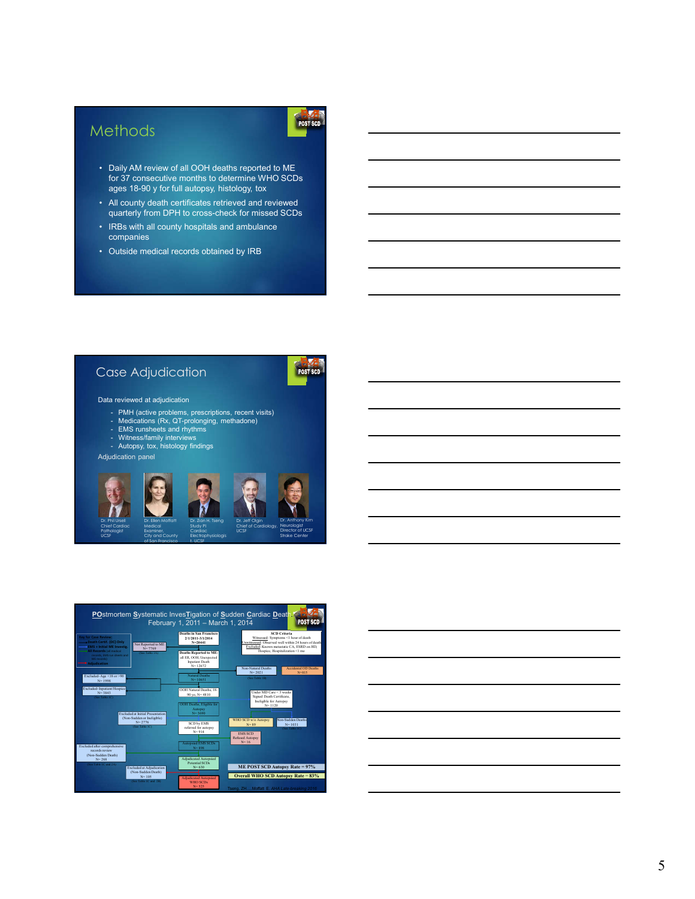## Methods

- Daily AM review of all OOH deaths reported to ME for 37 consecutive months to determine WHO SCDs ages 18-90 y for full autopsy, histology, tox
- All county death certificates retrieved and reviewed quarterly from DPH to cross-check for missed SCDs
- IRBs with all county hospitals and ambulance companies
- Outside medical records obtained by IRB

## Case Adjudication

Data reviewed at adjudication

- PMH (active problems, prescriptions, recent visits)
- Medications (Rx, QT-prolonging, methadone)
- EMS runsheets and rhythms
- Witness/family interviews
- Autopsy, tox, histology findings

Adjudication panel

Dr. Phil Ursell, Chief Cardiac Pathologist, UCSF

Dr. Ellen Moffatt, Medical Examiner, City and County of San Francisco

Dr. Zian H. Tseng, Study PI, Cardiac Electrophysiologist, UCSF

Dr. Jeff Olgin, Chief of Cardiology, UCSF

Dr. Anthony Kim, Neurologist, Director of UCSF Stroke Center

## POstmortem Systematic InvesTigation of Sudden Cardiac Death
February 1, 2011 – March 1, 2014

Key for Case Review: Death Certif. (DC) Only; EMS + Initial ME Investig.; All Records (all medical records, EMS run sheets and DC records); Adjudication

Deaths in San Francisco 2/1/2011-3/1/2014 N=20441

Not Reported to ME N= 7769

Deaths Reported to ME: all ER, OOH, Unexpected Inpatient Death N= 12672

SCD Criteria: Witnessed: Symptoms <1 hour of death; Unwitnessed: Observed well within 24 hours of death; Excluded: Known metastatic CA, ESRD on HD, Hospice, Hospitalization <1 mo

Non-Natural Deaths N= 2021

Accidental OD Deaths N= 815

Excluded- Age <18 or >90 N= 1998

Natural Deaths N= 10651

Excluded- Inpatient/Hospice N= 3843

OOH Natural Deaths, 18-90 yo, N= 4810

Under MD Care < 3 weeks, Signed Death Certificate, Ineligible for Autopsy N= 1120

OOH Deaths, Eligible for Autopsy N= 3690

Excluded at Initial Presentation (Non-Sudden or Ineligible) N= 2776

SCD by EMS referred for autopsy N= 914

WHO SCD w/o Autopsy N= 89

Non-Sudden Deaths N= 1031

EMS SCD Refused Autopsy N= 16

Autopsied EMS SCDs N= 898

Excluded after comprehensive records review (Non-Sudden Death) N= 268

Adjudicated Autopsied Potential SCDs N= 630

Excluded at Adjudication (Non-Sudden Death) N= 105

Adjudicated Autopsied WHO SCDs N= 525

ME POST SCD Autopsy Rate = 97%

Overall WHO SCD Autopsy Rate = 83%

Tseng, ZH….Moffatt E. AHA Late-Breaking 2016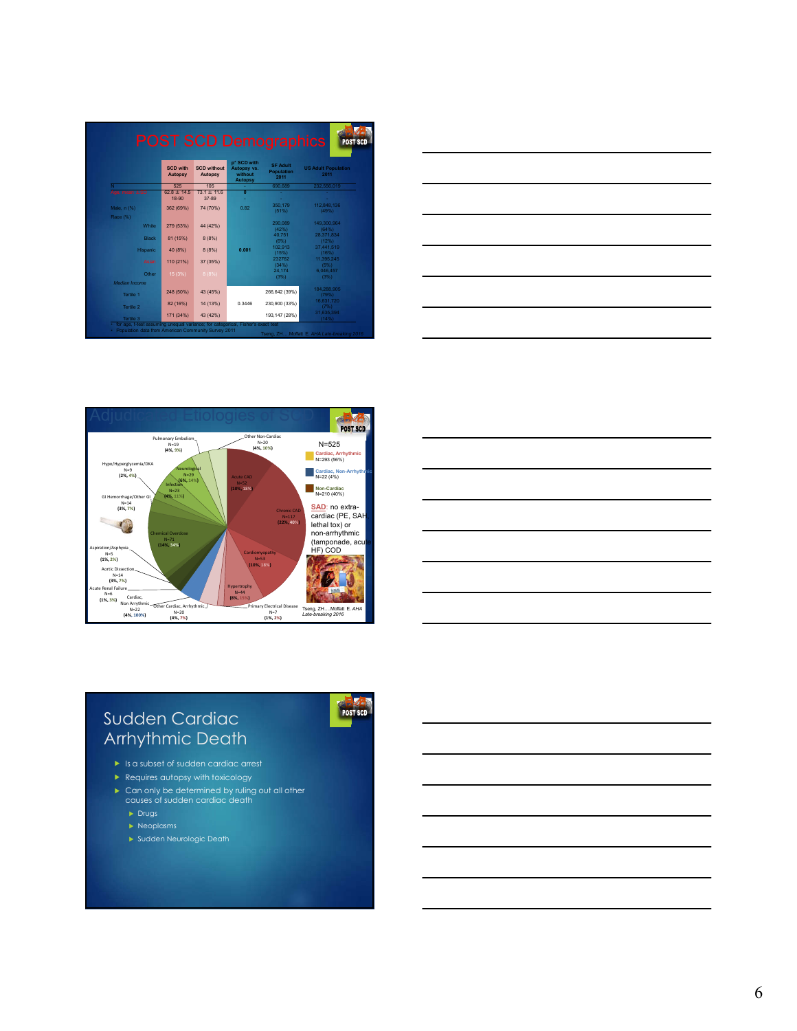## POST SCD Demographics

| | SCD with Autopsy | SCD without Autopsy | p* SCD with Autopsy vs. without Autopsy | SF Adult Population 2011 | US Adult Population 2011 |
|---|---|---|---|---|---|
| N | 525 | 105 | - | 690,686 | 232,556,019 |
| Age, mean (SD) | 62.8 ± 14.5 18-90 | 73.1 ± 11.6 37-89 | 0 | - | - |
| Male, n (%) | 362 (69%) | 74 (70%) | 0.82 | 350,179 (51%) | 112,848,136 (49%) |
| Race (%) | | | | | |
| White | 279 (53%) | 44 (42%) | 0.001 | 290,089 (42%) | 149,300,964 (64%) |
| Black | 81 (15%) | 8 (8%) | | 40,751 (6%) | 28,371,834 (12%) |
| Hispanic | 40 (8%) | 8 (8%) | | 102,913 (15%) | 37,441,519 (16%) |
| Asian | 110 (21%) | 37 (35%) | | 232762 (34%) | 11,396,245 (5%) |
| Other | 15 (3%) | 8 (8%) | | 24,174 (3%) | 6,046,457 (3%) |
| Median Income | | | | | |
| Tertile 1 | 248 (50%) | 43 (45%) | 0.3446 | 266,642 (39%) | 184,288,905 (79%) |
| Tertile 2 | 82 (16%) | 14 (13%) | | 230,900 (33%) | 16,631,720 (7%) |
| Tertile 3 | 171 (34%) | 43 (42%) | | 193,147 (28%) | 31,635,394 (14%) |

- \* for age, t-test assuming unequal variance; for categorical, Fisher's exact test
- Population data from American Community Survey 2011

Tseng, ZH….Moffatt E. *AHA Late-breaking 2016*

## Adjudicated Etiologies of SCD

N=525

- Cardiac, Arrhythmic N=293 (56%)
- Cardiac, Non-Arrhythmic N=22 (4%)
- Non-Cardiac N=210 (40%)

Pie chart labels:
- Pulmonary Embolism N=19 (4%, 9%)
- Other Non-Cardiac N=20 (4%, 10%)
- Hypo/Hyperglycemia/DKA N=9 (2%, 4%)
- Neurological N=29 (6%, 14%)
- Infection N=23 (4%, 11%)
- GI Hemorrhage/Other GI N=14 (3%, 7%)
- Chemical Overdose N=71 (14%, 34%)
- Aspiration/Asphyxia N=5 (1%, 2%)
- Aortic Dissection N=14 (3%, 7%)
- Acute Renal Failure N=6 (1%, 3%)
- Cardiac, Non Arrythmic N=22 (4%, 100%)
- Other Cardiac, Arrhythmic N=20 (4%, 7%)
- Acute CAD N=52 (10%, 18%)
- Chronic CAD N=117 (22%, 40%)
- Cardiomyopathy N=53 (10%, 18%)
- Hypertrophy N=44 (8%, 15%)
- Primary Electrical Disease N=7 (1%, 2%)

SAD: no extra-cardiac (PE, SAH, lethal tox) or non-arrhythmic (tamponade, acute HF) COD

Tseng, ZH….Moffatt E. *AHA Late-breaking 2016*

## Sudden Cardiac Arrhythmic Death

- Is a subset of sudden cardiac arrest
- Requires autopsy with toxicology
- Can only be determined by ruling out all other causes of sudden cardiac death
  - Drugs
  - Neoplasms
  - Sudden Neurologic Death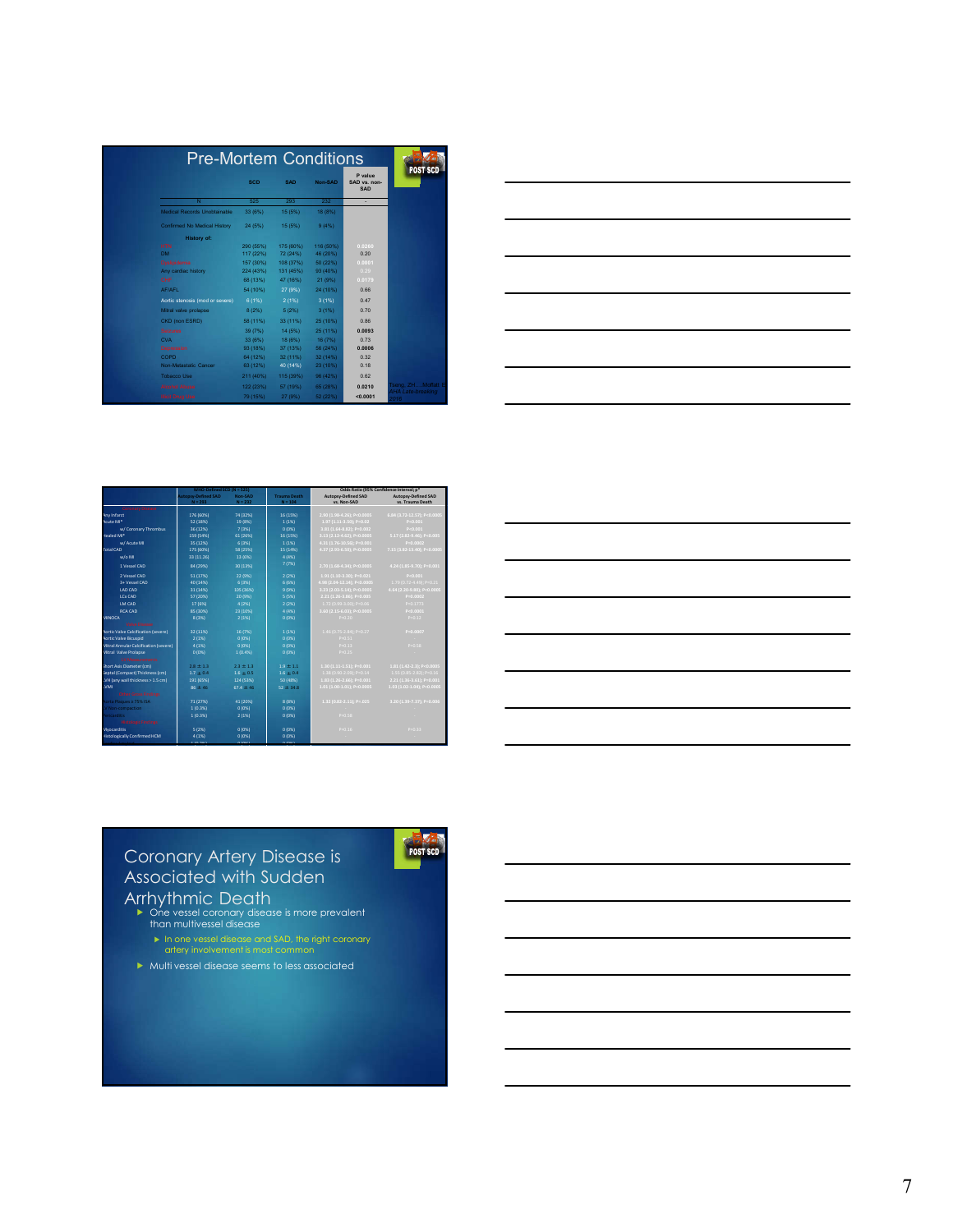## Pre-Mortem Conditions

| | SCD | SAD | Non-SAD | P value SAD vs. non-SAD |
|---|---|---|---|---|
| N | 525 | 293 | 232 | - |
| Medical Records Unobtainable | 33 (6%) | 15 (5%) | 18 (8%) | |
| Confirmed No Medical History | 24 (5%) | 15 (5%) | 9 (4%) | |
| **History of:** | | | | |
| HTN | 290 (55%) | 175 (60%) | 116 (50%) | 0.0260 |
| DM | 117 (22%) | 72 (24%) | 46 (20%) | 0.20 |
| Hyperlipidemia | 157 (30%) | 108 (37%) | 50 (22%) | 0.0001 |
| Any cardiac history | 224 (43%) | 131 (45%) | 93 (40%) | 0.28 |
| CHF | 68 (13%) | 47 (16%) | 21 (9%) | 0.0179 |
| AF/AFL | 54 (10%) | 27 (9%) | 24 (10%) | 0.66 |
| Aortic stenosis (mod or severe) | 6 (1%) | 2 (1%) | 3 (1%) | 0.47 |
| Mitral valve prolapse | 8 (2%) | 5 (2%) | 3 (1%) | 0.70 |
| CKD (non ESRD) | 58 (11%) | 33 (11%) | 25 (10%) | 0.86 |
| Seizure | 39 (7%) | 14 (5%) | 25 (11%) | 0.0093 |
| CVA | 33 (6%) | 18 (6%) | 16 (7%) | 0.73 |
| Psychiatric | 93 (18%) | 37 (13%) | 56 (24%) | 0.0006 |
| COPD | 64 (12%) | 32 (11%) | 32 (14%) | 0.32 |
| Non-Metastatic Cancer | 63 (12%) | 40 (14%) | 23 (10%) | 0.18 |
| Tobacco Use | 211 (40%) | 115 (39%) | 96 (42%) | 0.62 |
| Alcohol abuse | 122 (23%) | 57 (19%) | 65 (28%) | 0.0210 |
| Illicit drug use | 79 (15%) | 27 (9%) | 52 (22%) | <0.0001 |

Tseng, ZH....Moffatt E. JAHA Late-breaking 2016

| | WHO-Defined SCD (N = 525) Autopsy-Defined SAD N = 293 | Non-SAD N = 232 | Trauma Death N = 104 | Odds Ratio (95% Confidence Interval); p* Autopsy-Defined SAD vs. Non-SAD | Autopsy-Defined SAD vs. Trauma Death |
|---|---|---|---|---|---|
| Coronary Disease | | | | | |
| Any Infarct | 176 (60%) | 74 (32%) | 16 (15%) | 2.90 (1.98-4.26); P<0.0005 | 6.04 (3.73-12.57); P<0.0005 |
| Acute MI* | 52 (18%) | 19 (8%) | 1 (1%) | 1.97 (1.11-3.50); P=0.02 | P<0.001 |
| w/ Coronary Thrombus | 36 (12%) | 7 (3%) | 0 (0%) | 3.81 (1.64-8.82); P=0.002 | P<0.001 |
| Healed MI* | 159 (54%) | 61 (26%) | 16 (15%) | 3.23 (2.12-4.62); P<0.0005 | 5.17 (2.82-9.46); P<0.001 |
| w/ Acute MI | 35 (12%) | 6 (3%) | 1 (1%) | 4.31 (1.76-10.56); P<0.001 | P=0.0002 |
| Total CAD | 175 (60%) | 58 (25%) | 15 (14%) | 4.37 (2.93-6.50); P<0.0005 | 7.15 (3.83-13.49); P<0.0005 |
| w/o MI | 33 (11.26) | 13 (6%) | 4 (4%) | | |
| 1 Vessel CAD | 84 (29%) | 30 (13%) | 7 (7%) | 2.70 (1.68-4.34); P<0.0005 | 4.24 (1.85-9.70); P<0.001 |
| 2 Vessel CAD | 51 (17%) | 22 (9%) | 2 (2%) | 1.91 (1.10-3.30); P=0.021 | P<0.001 |
| 3+ Vessel CAD | 40 (14%) | 6 (3%) | 6 (6%) | 4.98 (2.04-12.14); P<0.0005 | 1.78 (0.72-4.43); P=0.21 |
| LAD CAD | 31 (14%) | 105 (36%) | 9 (9%) | 3.23 (2.05-5.14); P<0.0005 | 4.44 (2.20-9.80); P<0.0005 |
| LCx CAD | 57 (20%) | 20 (9%) | 5 (5%) | 2.21 (1.26-3.86); P=0.005 | P=0.0003 |
| LM CAD | 17 (6%) | 4 (2%) | 2 (2%) | 1.72 (0.89-3.00); P=0.06 | P=0.1775 |
| RCA CAD | 85 (30%) | 23 (10%) | 4 (4%) | 3.68 (2.15-6.33); P<0.0005 | P<0.0001 |
| MINOCA | 8 (3%) | 2 (1%) | 0 (0%) | P=0.20 | P=0.12 |
| Valvular | | | | | |
| Aortic Valve Calcification (severe) | 32 (11%) | 16 (7%) | 1 (1%) | 1.46 (0.75-2.84); P=0.27 | P=0.0007 |
| Aortic Valve Bicuspid | 2 (1%) | 0 (0%) | 0 (0%) | P=0.51 | |
| Mitral Annular Calcification (severe) | 4 (1%) | 0 (0%) | 0 (0%) | P=0.13 | P=0.58 |
| Mitral Valve Prolapse | 0 (0%) | 1 (0.4%) | 0 (0%) | P=0.25 | |
| LV Hypertrophy | | | | | |
| Short Axis Diameter (cm) | $2.8 \pm 1.3$ | $2.3 \pm 1.1$ | $1.6 \pm 1.1$ | 1.30 (1.11-1.51); P<0.001 | 1.81 (1.42-2.3); P<0.0005 |
| Septal (Compact) Thickness (cm) | $1.7 \pm 0.4$ | $1.6 \pm 0.5$ | $1.6 \pm 0.4$ | 1.38 (0.90-2.08); P=0.14 | 1.55 (0.85-2.82); P=0.16 |
| LVH (any wall thickness > 1.5 cm) | 191 (65%) | 124 (53%) | 50 (48%) | 1.63 (1.16-2.36); P<0.001 | 2.21 (1.36-3.61); P<0.001 |
| LVMI | $86 \pm 46$ | $67.4 \pm 46$ | $52 \pm 34.8$ | 1.01 (1.00-1.01); P<0.0005 | 1.03 (1.02-1.04); P<0.0005 |
| Other Cardiac | | | | | |
| Aortic Plaque ≥ 75% LVA | 71 (27%) | 41 (20%) | 8 (8%) | 1.31 (0.82-2.11); P=.255 | 3.30 (1.39-7.37); P=0.006 |
| LV Non-compaction | 1 (0.3%) | 0 (0%) | 0 (0%) | | |
| Pericarditis | 1 (0.3%) | 2 (1%) | 0 (0%) | P=0.58 | |
| Myocardial | | | | | |
| Myocarditis | 5 (2%) | 0 (0%) | 0 (0%) | P=0.16 | P=0.53 |
| Histologically Confirmed HCM | 4 (1%) | 0 (0%) | 0 (0%) | | |

## Coronary Artery Disease is Associated with Sudden Arrhythmic Death

- One vessel coronary disease is more prevalent than multivessel disease
  - In one vessel disease and SAD, the right coronary artery involvement is most common
- Multi vessel disease seems to less associated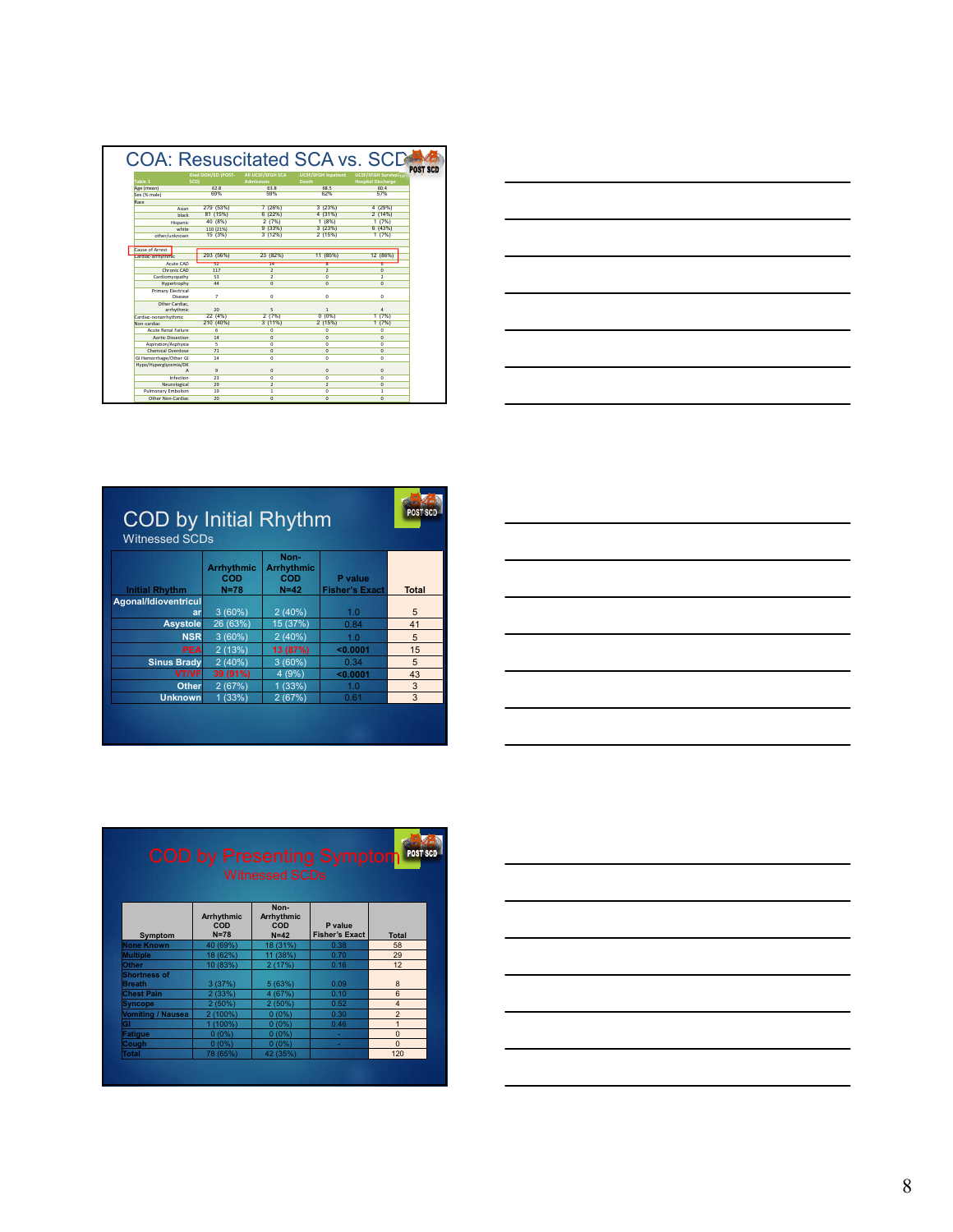## COA: Resuscitated SCA vs. SCD

| Table 1 | Died OOH/ED (POST-SCD) | All UCSF/SFGH SCA Admissions | UCSF/SFGH Inpatient Death | UCSF/SFGH Survival to Hospital Discharge |
|---|---|---|---|---|
| Age (mean) | 62.8 | 63.8 | 68.5 | 60.4 |
| Sex (% male) | 69% | 59% | 62% | 57% |
| Race | | | | |
| Asian | 279 (53%) | 7 (26%) | 3 (23%) | 4 (29%) |
| black | 81 (15%) | 6 (22%) | 4 (31%) | 2 (14%) |
| Hispanic | 40 (8%) | 2 (7%) | 1 (8%) | 1 (7%) |
| white | 110 (21%) | 9 (33%) | 3 (23%) | 6 (43%) |
| other/unknown | 15 (3%) | 3 (12%) | 2 (15%) | 1 (7%) |
| Cause of Arrest | | | | |
| Cardiac-arrhythmic | 293 (56%) | 23 (82%) | 11 (85%) | 12 (86%) |
| Acute CAD | 51 | 14 | 8 | 6 |
| Chronic CAD | 117 | 2 | 2 | 0 |
| Cardiomyopathy | 53 | 2 | 0 | 2 |
| Hypertrophy | 44 | 0 | 0 | 0 |
| Primary Electrical Disease | 7 | 0 | 0 | 0 |
| Other Cardiac, arrhythmic | 20 | 5 | 1 | 4 |
| Cardiac-nonarrhythmic | 22 (4%) | 2 (7%) | 0 (0%) | 1 (7%) |
| Non-cardiac | 210 (40%) | 3 (11%) | 2 (15%) | 1 (7%) |
| Acute Renal Failure | 6 | 0 | 0 | 0 |
| Aortic Dissection | 14 | 0 | 0 | 0 |
| Aspiration/Asphyxia | 5 | 0 | 0 | 0 |
| Chemical Overdose | 71 | 0 | 0 | 0 |
| GI Hemorrhage/Other GI | 14 | 0 | 0 | 0 |
| Hypo/Hyperglycemia/DKA | 9 | 0 | 0 | 0 |
| Infection | 23 | 0 | 0 | 0 |
| Neurological | 29 | 2 | 2 | 0 |
| Pulmonary Embolism | 19 | 1 | 0 | 1 |
| Other Non-Cardiac | 20 | 0 | 0 | 0 |

## COD by Initial Rhythm

Witnessed SCDs

| Initial Rhythm | Arrhythmic COD N=78 | Non-Arrhythmic COD N=42 | P value Fisher's Exact | Total |
|---|---|---|---|---|
| Agonal/Idioventricular | 3 (60%) | 2 (40%) | 1.0 | 5 |
| Asystole | 26 (63%) | 15 (37%) | 0.84 | 41 |
| NSR | 3 (60%) | 2 (40%) | 1.0 | 5 |
| PEA | 2 (13%) | 13 (87%) | <0.0001 | 15 |
| Sinus Brady | 2 (40%) | 3 (60%) | 0.34 | 5 |
| VT/VF | 39 (91%) | 4 (9%) | <0.0001 | 43 |
| Other | 2 (67%) | 1 (33%) | 1.0 | 3 |
| Unknown | 1 (33%) | 2 (67%) | 0.61 | 3 |

## COD by Presenting Symptom

Witnessed SCDs

| Symptom | Arrhythmic COD N=78 | Non-Arrhythmic COD N=42 | P value Fisher's Exact | Total |
|---|---|---|---|---|
| None Known | 40 (69%) | 18 (31%) | 0.38 | 58 |
| Multiple | 18 (62%) | 11 (38%) | 0.70 | 29 |
| Other | 10 (83%) | 2 (17%) | 0.16 | 12 |
| Shortness of Breath | 3 (37%) | 5 (63%) | 0.09 | 8 |
| Chest Pain | 2 (33%) | 4 (67%) | 0.10 | 6 |
| Syncope | 2 (50%) | 2 (50%) | 0.52 | 4 |
| Vomiting / Nausea | 2 (100%) | 0 (0%) | 0.30 | 2 |
| GI | 1 (100%) | 0 (0%) | 0.46 | 1 |
| Fatigue | 0 (0%) | 0 (0%) | - | 0 |
| Cough | 0 (0%) | 0 (0%) | - | 0 |
| Total | 78 (65%) | 42 (35%) | | 120 |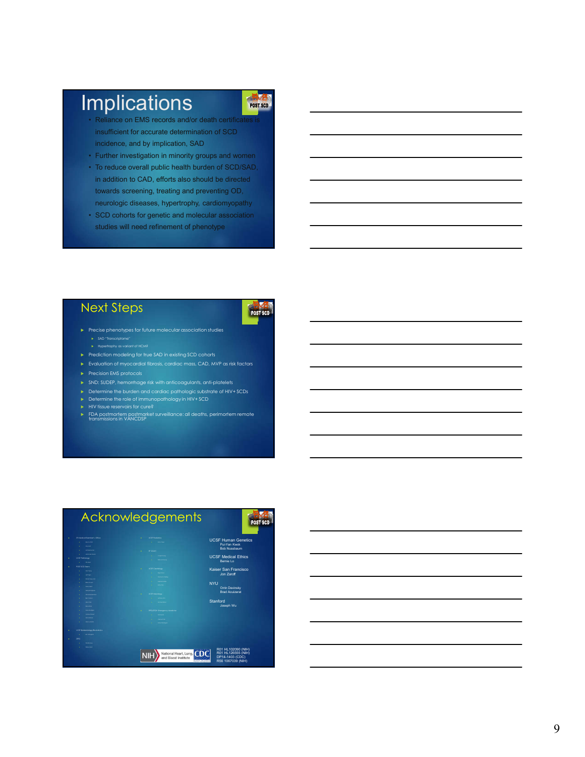# Implications

- Reliance on EMS records and/or death certificates is insufficient for accurate determination of SCD incidence, and by implication, SAD
- Further investigation in minority groups and women
- To reduce overall public health burden of SCD/SAD, in addition to CAD, efforts also should be directed towards screening, treating and preventing OD, neurologic diseases, hypertrophy, cardiomyopathy
- SCD cohorts for genetic and molecular association studies will need refinement of phenotype

# Next Steps

- Precise phenotypes for future molecular association studies
  - SAD "Transcriptome"
  - Hypertrophy as variant of HCM?
- Prediction modeling for true SAD in existing SCD cohorts
- Evaluation of myocardial fibrosis, cardiac mass, CAD, MVP as risk factors
- Precision EMS protocols
- SND: SUDEP, hemorrhage risk with anticoagulants, anti-platelets
- Determine the burden and cardiac pathologic substrate of HIV+ SCDs
- Determine the role of immunopathology in HIV+ SCD
- HIV tissue reservoirs for cure?
- FDA postmortem postmarket surveillance: all deaths, perimortem remote transmissions in VANCDSP

# Acknowledgements

UCSF Human Genetics
Pui-Yan Kwok
Bob Nussbaum

UCSF Medical Ethics
Bernie Lo

Kaiser San Francisco
Jon Zaroff

NYU
Orrin Devinsky
Brad Aouizerat

Stanford
Joseph Wu

NIH National Heart, Lung, and Blood Institute
CDC

R01 HL102090 (NIH)
R01 HL126555 (NIH)
DP14-1403 (CDC)
R56 1067039 (NIH)